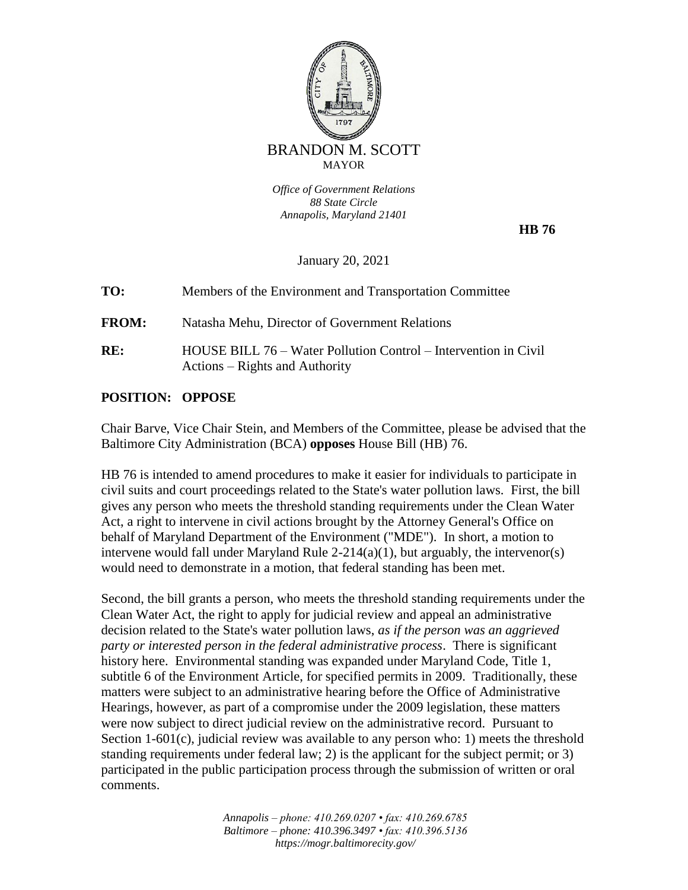BRANDON M. SCOTT
MAYOR

*Office of Government Relations*
*88 State Circle*
*Annapolis, Maryland 21401*

**HB 76**

January 20, 2021

**TO:** Members of the Environment and Transportation Committee

**FROM:** Natasha Mehu, Director of Government Relations

**RE:** HOUSE BILL 76 – Water Pollution Control – Intervention in Civil Actions – Rights and Authority

**POSITION: OPPOSE**

Chair Barve, Vice Chair Stein, and Members of the Committee, please be advised that the Baltimore City Administration (BCA) **opposes** House Bill (HB) 76.

HB 76 is intended to amend procedures to make it easier for individuals to participate in civil suits and court proceedings related to the State's water pollution laws. First, the bill gives any person who meets the threshold standing requirements under the Clean Water Act, a right to intervene in civil actions brought by the Attorney General's Office on behalf of Maryland Department of the Environment ("MDE"). In short, a motion to intervene would fall under Maryland Rule 2-214(a)(1), but arguably, the intervenor(s) would need to demonstrate in a motion, that federal standing has been met.

Second, the bill grants a person, who meets the threshold standing requirements under the Clean Water Act, the right to apply for judicial review and appeal an administrative decision related to the State's water pollution laws, *as if the person was an aggrieved party or interested person in the federal administrative process*. There is significant history here. Environmental standing was expanded under Maryland Code, Title 1, subtitle 6 of the Environment Article, for specified permits in 2009. Traditionally, these matters were subject to an administrative hearing before the Office of Administrative Hearings, however, as part of a compromise under the 2009 legislation, these matters were now subject to direct judicial review on the administrative record. Pursuant to Section 1-601(c), judicial review was available to any person who: 1) meets the threshold standing requirements under federal law; 2) is the applicant for the subject permit; or 3) participated in the public participation process through the submission of written or oral comments.

*Annapolis – phone: 410.269.0207 • fax: 410.269.6785*
*Baltimore – phone: 410.396.3497 • fax: 410.396.5136*
*https://mogr.baltimorecity.gov/*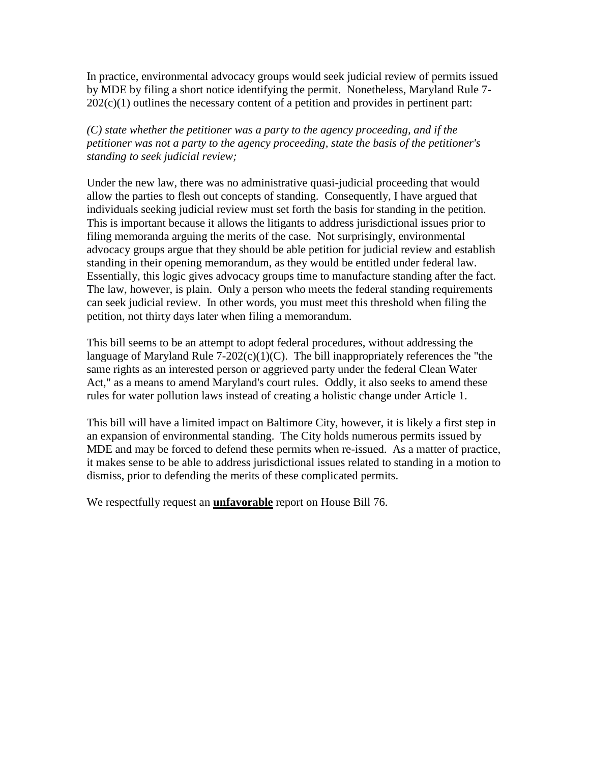In practice, environmental advocacy groups would seek judicial review of permits issued by MDE by filing a short notice identifying the permit. Nonetheless, Maryland Rule 7-202(c)(1) outlines the necessary content of a petition and provides in pertinent part:

*(C) state whether the petitioner was a party to the agency proceeding, and if the petitioner was not a party to the agency proceeding, state the basis of the petitioner's standing to seek judicial review;*

Under the new law, there was no administrative quasi-judicial proceeding that would allow the parties to flesh out concepts of standing. Consequently, I have argued that individuals seeking judicial review must set forth the basis for standing in the petition. This is important because it allows the litigants to address jurisdictional issues prior to filing memoranda arguing the merits of the case. Not surprisingly, environmental advocacy groups argue that they should be able petition for judicial review and establish standing in their opening memorandum, as they would be entitled under federal law. Essentially, this logic gives advocacy groups time to manufacture standing after the fact. The law, however, is plain. Only a person who meets the federal standing requirements can seek judicial review. In other words, you must meet this threshold when filing the petition, not thirty days later when filing a memorandum.

This bill seems to be an attempt to adopt federal procedures, without addressing the language of Maryland Rule 7-202(c)(1)(C). The bill inappropriately references the "the same rights as an interested person or aggrieved party under the federal Clean Water Act," as a means to amend Maryland's court rules. Oddly, it also seeks to amend these rules for water pollution laws instead of creating a holistic change under Article 1.

This bill will have a limited impact on Baltimore City, however, it is likely a first step in an expansion of environmental standing. The City holds numerous permits issued by MDE and may be forced to defend these permits when re-issued. As a matter of practice, it makes sense to be able to address jurisdictional issues related to standing in a motion to dismiss, prior to defending the merits of these complicated permits.

We respectfully request an **unfavorable** report on House Bill 76.